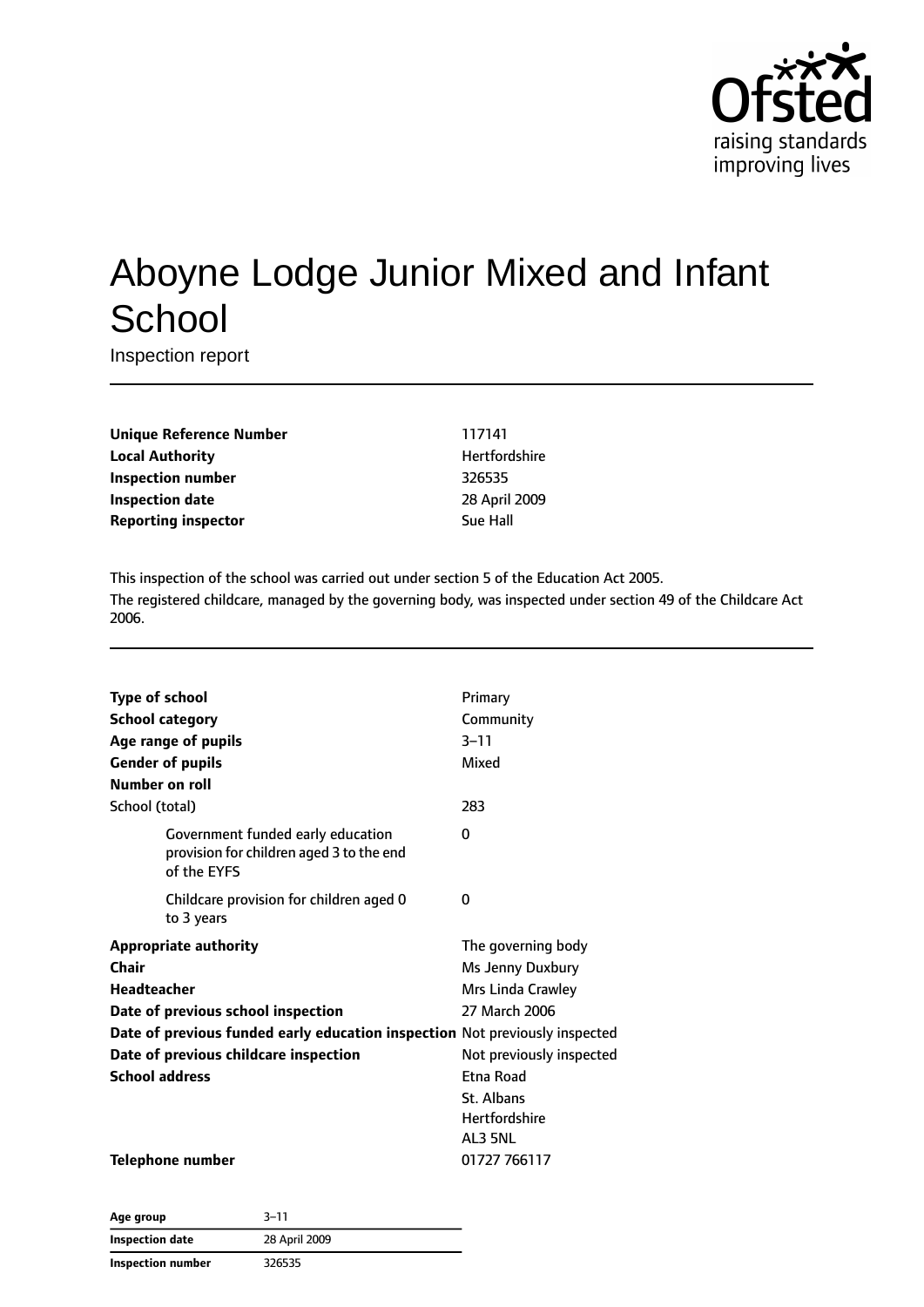Ofsted
raising standards
improving lives

# Aboyne Lodge Junior Mixed and Infant School

Inspection report

| | |
|---|---|
| **Unique Reference Number** | 117141 |
| **Local Authority** | Hertfordshire |
| **Inspection number** | 326535 |
| **Inspection date** | 28 April 2009 |
| **Reporting inspector** | Sue Hall |

This inspection of the school was carried out under section 5 of the Education Act 2005.

The registered childcare, managed by the governing body, was inspected under section 49 of the Childcare Act 2006.

| | |
|---|---|
| **Type of school** | Primary |
| **School category** | Community |
| **Age range of pupils** | 3–11 |
| **Gender of pupils** | Mixed |
| **Number on roll** | |
| School (total) | 283 |
| Government funded early education provision for children aged 3 to the end of the EYFS | 0 |
| Childcare provision for children aged 0 to 3 years | 0 |
| **Appropriate authority** | The governing body |
| **Chair** | Ms Jenny Duxbury |
| **Headteacher** | Mrs Linda Crawley |
| **Date of previous school inspection** | 27 March 2006 |
| **Date of previous funded early education inspection** | Not previously inspected |
| **Date of previous childcare inspection** | Not previously inspected |
| **School address** | Etna Road<br>St. Albans<br>Hertfordshire<br>AL3 5NL |
| **Telephone number** | 01727 766117 |

| | |
|---|---|
| **Age group** | 3–11 |
| **Inspection date** | 28 April 2009 |
| **Inspection number** | 326535 |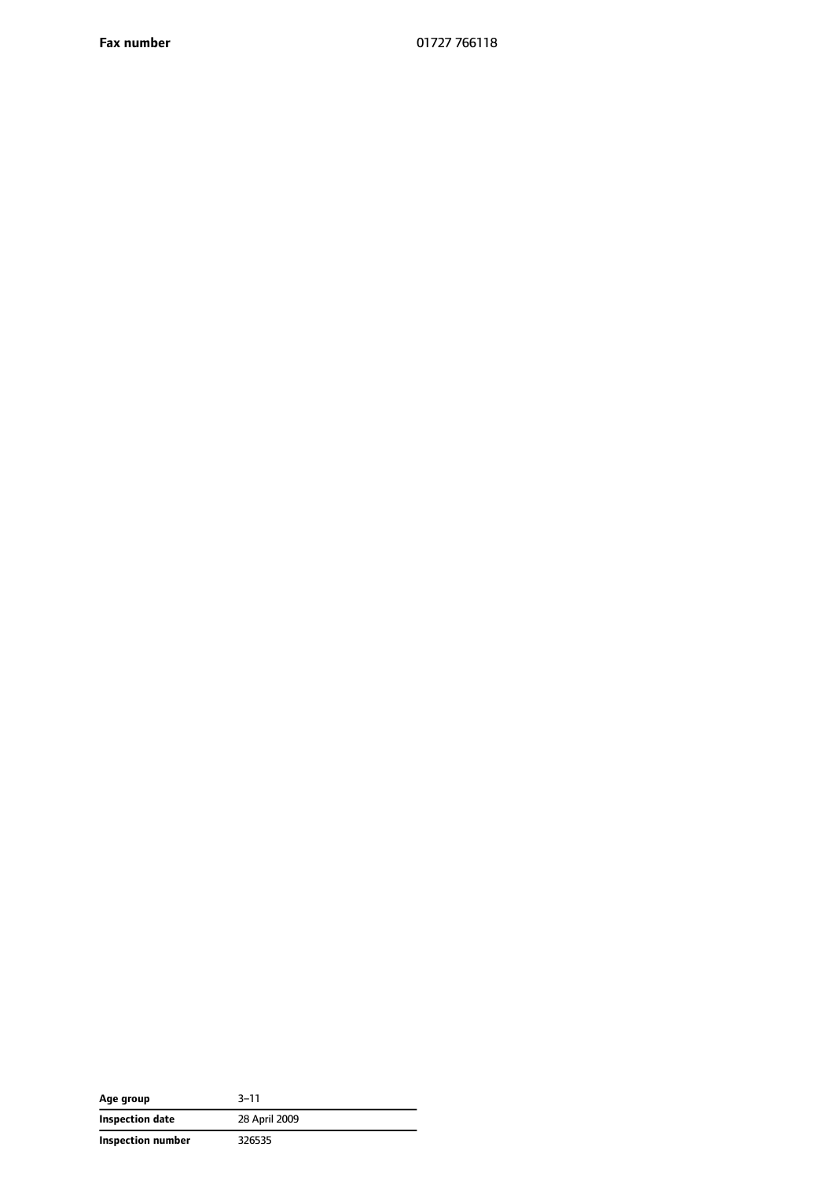| **Fax number** | 01727 766118 |
| --- | --- |

| **Age group** | 3–11 |
| --- | --- |
| **Inspection date** | 28 April 2009 |
| **Inspection number** | 326535 |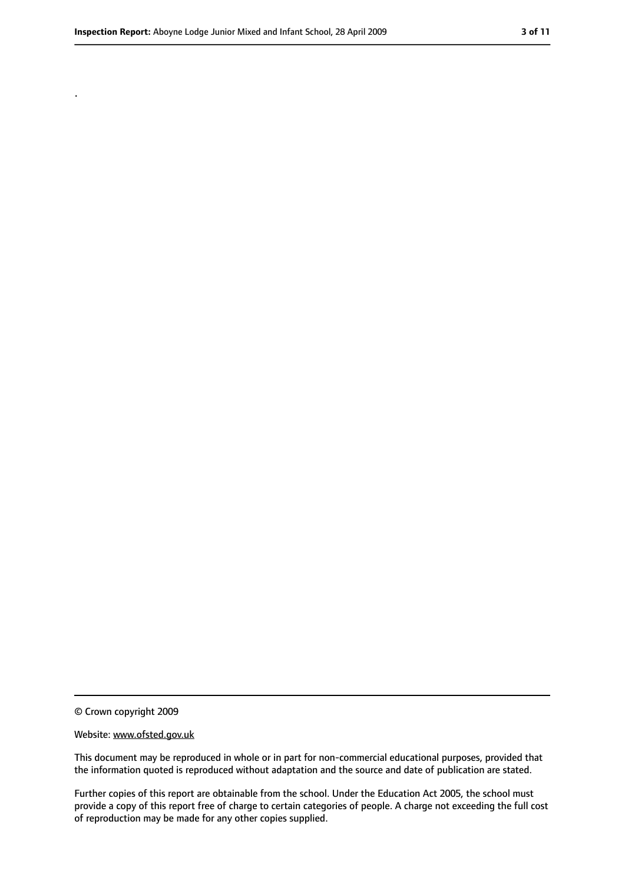.

© Crown copyright 2009

Website: www.ofsted.gov.uk

This document may be reproduced in whole or in part for non-commercial educational purposes, provided that the information quoted is reproduced without adaptation and the source and date of publication are stated.

Further copies of this report are obtainable from the school. Under the Education Act 2005, the school must provide a copy of this report free of charge to certain categories of people. A charge not exceeding the full cost of reproduction may be made for any other copies supplied.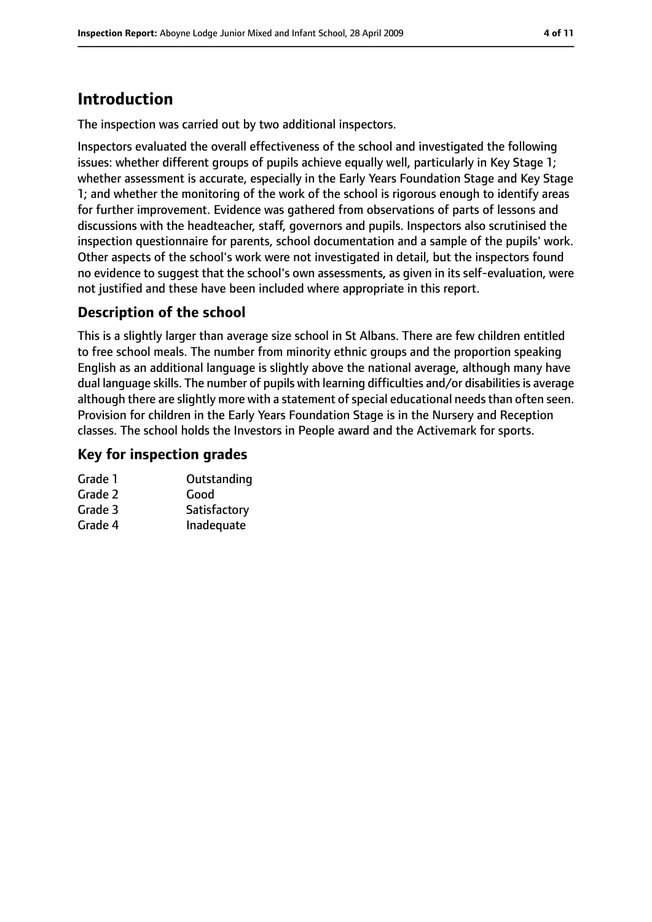# Introduction

The inspection was carried out by two additional inspectors.

Inspectors evaluated the overall effectiveness of the school and investigated the following issues: whether different groups of pupils achieve equally well, particularly in Key Stage 1; whether assessment is accurate, especially in the Early Years Foundation Stage and Key Stage 1; and whether the monitoring of the work of the school is rigorous enough to identify areas for further improvement. Evidence was gathered from observations of parts of lessons and discussions with the headteacher, staff, governors and pupils. Inspectors also scrutinised the inspection questionnaire for parents, school documentation and a sample of the pupils' work. Other aspects of the school's work were not investigated in detail, but the inspectors found no evidence to suggest that the school's own assessments, as given in its self-evaluation, were not justified and these have been included where appropriate in this report.

## Description of the school

This is a slightly larger than average size school in St Albans. There are few children entitled to free school meals. The number from minority ethnic groups and the proportion speaking English as an additional language is slightly above the national average, although many have dual language skills. The number of pupils with learning difficulties and/or disabilities is average although there are slightly more with a statement of special educational needs than often seen. Provision for children in the Early Years Foundation Stage is in the Nursery and Reception classes. The school holds the Investors in People award and the Activemark for sports.

## Key for inspection grades

| | |
|---|---|
| Grade 1 | Outstanding |
| Grade 2 | Good |
| Grade 3 | Satisfactory |
| Grade 4 | Inadequate |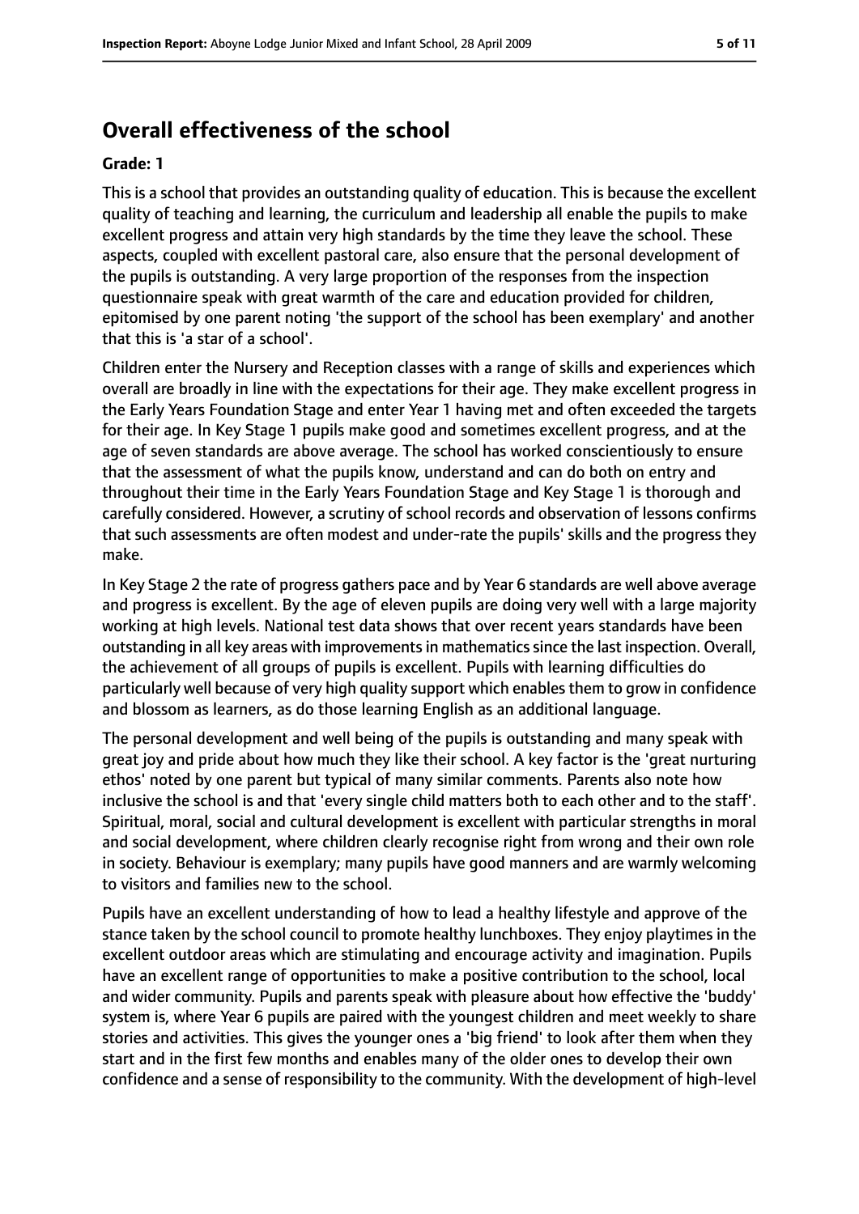## Overall effectiveness of the school

**Grade: 1**

This is a school that provides an outstanding quality of education. This is because the excellent quality of teaching and learning, the curriculum and leadership all enable the pupils to make excellent progress and attain very high standards by the time they leave the school. These aspects, coupled with excellent pastoral care, also ensure that the personal development of the pupils is outstanding. A very large proportion of the responses from the inspection questionnaire speak with great warmth of the care and education provided for children, epitomised by one parent noting 'the support of the school has been exemplary' and another that this is 'a star of a school'.

Children enter the Nursery and Reception classes with a range of skills and experiences which overall are broadly in line with the expectations for their age. They make excellent progress in the Early Years Foundation Stage and enter Year 1 having met and often exceeded the targets for their age. In Key Stage 1 pupils make good and sometimes excellent progress, and at the age of seven standards are above average. The school has worked conscientiously to ensure that the assessment of what the pupils know, understand and can do both on entry and throughout their time in the Early Years Foundation Stage and Key Stage 1 is thorough and carefully considered. However, a scrutiny of school records and observation of lessons confirms that such assessments are often modest and under-rate the pupils' skills and the progress they make.

In Key Stage 2 the rate of progress gathers pace and by Year 6 standards are well above average and progress is excellent. By the age of eleven pupils are doing very well with a large majority working at high levels. National test data shows that over recent years standards have been outstanding in all key areas with improvements in mathematics since the last inspection. Overall, the achievement of all groups of pupils is excellent. Pupils with learning difficulties do particularly well because of very high quality support which enables them to grow in confidence and blossom as learners, as do those learning English as an additional language.

The personal development and well being of the pupils is outstanding and many speak with great joy and pride about how much they like their school. A key factor is the 'great nurturing ethos' noted by one parent but typical of many similar comments. Parents also note how inclusive the school is and that 'every single child matters both to each other and to the staff'. Spiritual, moral, social and cultural development is excellent with particular strengths in moral and social development, where children clearly recognise right from wrong and their own role in society. Behaviour is exemplary; many pupils have good manners and are warmly welcoming to visitors and families new to the school.

Pupils have an excellent understanding of how to lead a healthy lifestyle and approve of the stance taken by the school council to promote healthy lunchboxes. They enjoy playtimes in the excellent outdoor areas which are stimulating and encourage activity and imagination. Pupils have an excellent range of opportunities to make a positive contribution to the school, local and wider community. Pupils and parents speak with pleasure about how effective the 'buddy' system is, where Year 6 pupils are paired with the youngest children and meet weekly to share stories and activities. This gives the younger ones a 'big friend' to look after them when they start and in the first few months and enables many of the older ones to develop their own confidence and a sense of responsibility to the community. With the development of high-level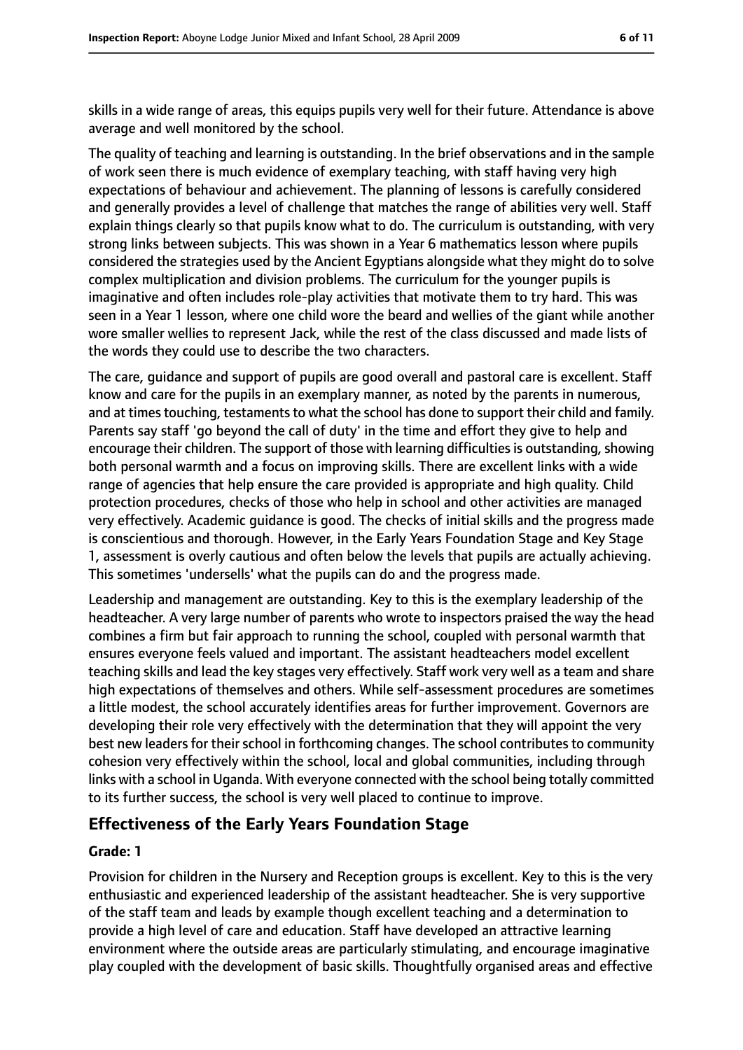skills in a wide range of areas, this equips pupils very well for their future. Attendance is above average and well monitored by the school.

The quality of teaching and learning is outstanding. In the brief observations and in the sample of work seen there is much evidence of exemplary teaching, with staff having very high expectations of behaviour and achievement. The planning of lessons is carefully considered and generally provides a level of challenge that matches the range of abilities very well. Staff explain things clearly so that pupils know what to do. The curriculum is outstanding, with very strong links between subjects. This was shown in a Year 6 mathematics lesson where pupils considered the strategies used by the Ancient Egyptians alongside what they might do to solve complex multiplication and division problems. The curriculum for the younger pupils is imaginative and often includes role-play activities that motivate them to try hard. This was seen in a Year 1 lesson, where one child wore the beard and wellies of the giant while another wore smaller wellies to represent Jack, while the rest of the class discussed and made lists of the words they could use to describe the two characters.

The care, guidance and support of pupils are good overall and pastoral care is excellent. Staff know and care for the pupils in an exemplary manner, as noted by the parents in numerous, and at times touching, testaments to what the school has done to support their child and family. Parents say staff 'go beyond the call of duty' in the time and effort they give to help and encourage their children. The support of those with learning difficulties is outstanding, showing both personal warmth and a focus on improving skills. There are excellent links with a wide range of agencies that help ensure the care provided is appropriate and high quality. Child protection procedures, checks of those who help in school and other activities are managed very effectively. Academic guidance is good. The checks of initial skills and the progress made is conscientious and thorough. However, in the Early Years Foundation Stage and Key Stage 1, assessment is overly cautious and often below the levels that pupils are actually achieving. This sometimes 'undersells' what the pupils can do and the progress made.

Leadership and management are outstanding. Key to this is the exemplary leadership of the headteacher. A very large number of parents who wrote to inspectors praised the way the head combines a firm but fair approach to running the school, coupled with personal warmth that ensures everyone feels valued and important. The assistant headteachers model excellent teaching skills and lead the key stages very effectively. Staff work very well as a team and share high expectations of themselves and others. While self-assessment procedures are sometimes a little modest, the school accurately identifies areas for further improvement. Governors are developing their role very effectively with the determination that they will appoint the very best new leaders for their school in forthcoming changes. The school contributes to community cohesion very effectively within the school, local and global communities, including through links with a school in Uganda. With everyone connected with the school being totally committed to its further success, the school is very well placed to continue to improve.

## Effectiveness of the Early Years Foundation Stage

#### Grade: 1

Provision for children in the Nursery and Reception groups is excellent. Key to this is the very enthusiastic and experienced leadership of the assistant headteacher. She is very supportive of the staff team and leads by example though excellent teaching and a determination to provide a high level of care and education. Staff have developed an attractive learning environment where the outside areas are particularly stimulating, and encourage imaginative play coupled with the development of basic skills. Thoughtfully organised areas and effective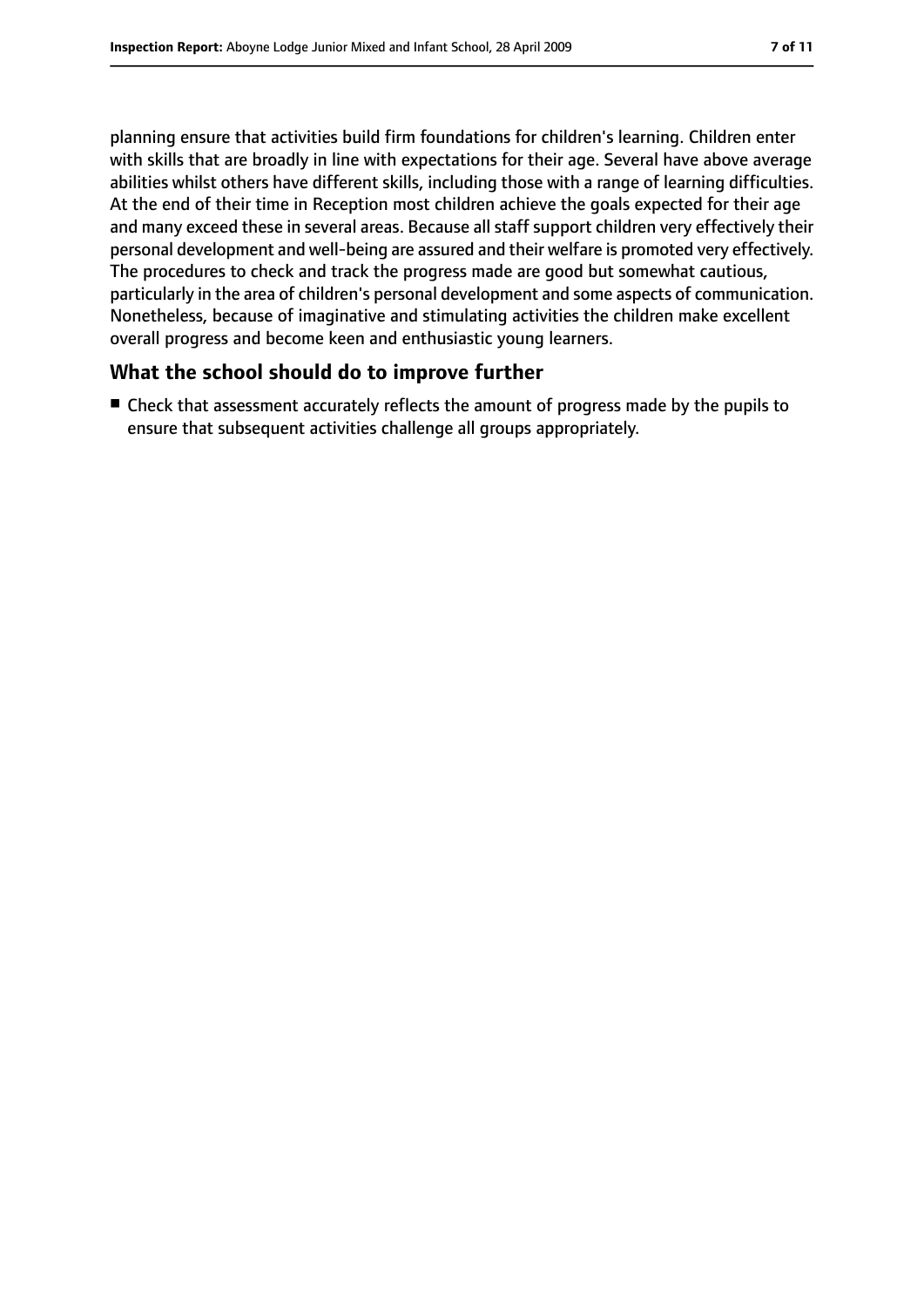planning ensure that activities build firm foundations for children's learning. Children enter with skills that are broadly in line with expectations for their age. Several have above average abilities whilst others have different skills, including those with a range of learning difficulties. At the end of their time in Reception most children achieve the goals expected for their age and many exceed these in several areas. Because all staff support children very effectively their personal development and well-being are assured and their welfare is promoted very effectively. The procedures to check and track the progress made are good but somewhat cautious, particularly in the area of children's personal development and some aspects of communication. Nonetheless, because of imaginative and stimulating activities the children make excellent overall progress and become keen and enthusiastic young learners.

## What the school should do to improve further

- Check that assessment accurately reflects the amount of progress made by the pupils to ensure that subsequent activities challenge all groups appropriately.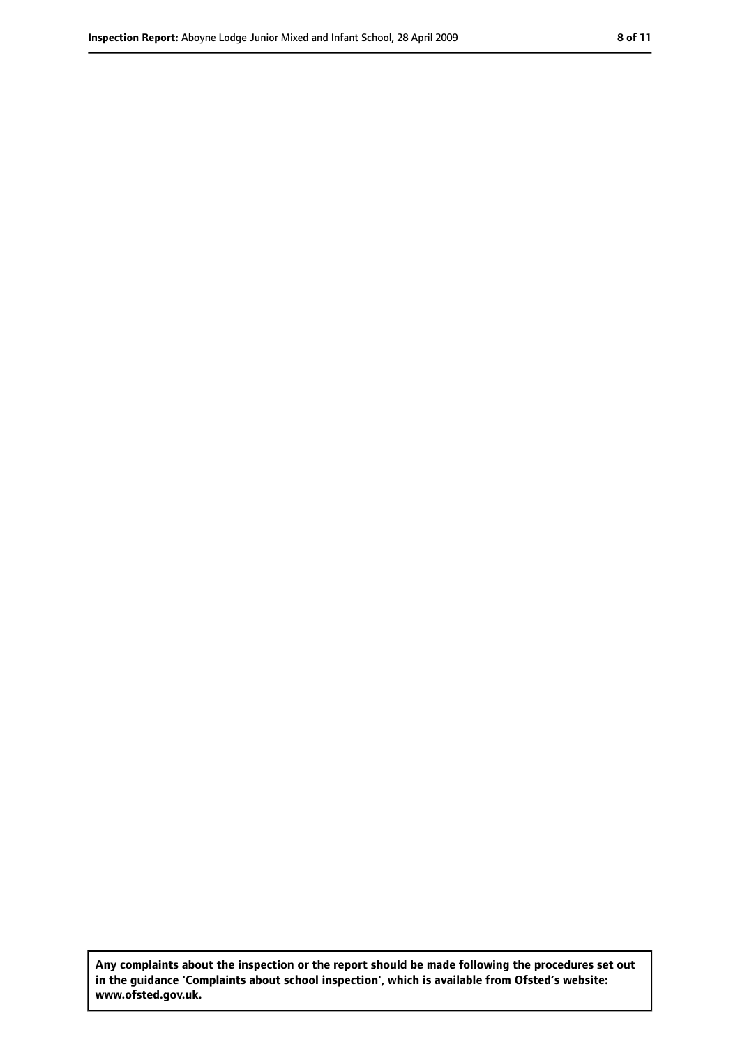**Any complaints about the inspection or the report should be made following the procedures set out in the guidance 'Complaints about school inspection', which is available from Ofsted's website: www.ofsted.gov.uk.**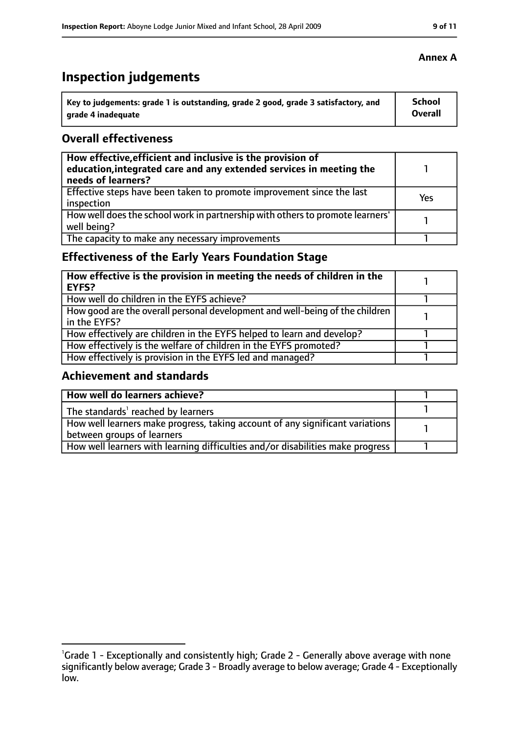**Annex A**

# Inspection judgements

| Key to judgements: grade 1 is outstanding, grade 2 good, grade 3 satisfactory, and grade 4 inadequate | School Overall |
|---|---|

## Overall effectiveness

| | |
|---|---|
| **How effective, efficient and inclusive is the provision of education, integrated care and any extended services in meeting the needs of learners?** | 1 |
| Effective steps have been taken to promote improvement since the last inspection | Yes |
| How well does the school work in partnership with others to promote learners' well being? | 1 |
| The capacity to make any necessary improvements | 1 |

## Effectiveness of the Early Years Foundation Stage

| | |
|---|---|
| **How effective is the provision in meeting the needs of children in the EYFS?** | 1 |
| How well do children in the EYFS achieve? | 1 |
| How good are the overall personal development and well-being of the children in the EYFS? | 1 |
| How effectively are children in the EYFS helped to learn and develop? | 1 |
| How effectively is the welfare of children in the EYFS promoted? | 1 |
| How effectively is provision in the EYFS led and managed? | 1 |

## Achievement and standards

| | |
|---|---|
| **How well do learners achieve?** | 1 |
| The standards[1] reached by learners | 1 |
| How well learners make progress, taking account of any significant variations between groups of learners | 1 |
| How well learners with learning difficulties and/or disabilities make progress | 1 |

[1]Grade 1 - Exceptionally and consistently high; Grade 2 - Generally above average with none significantly below average; Grade 3 - Broadly average to below average; Grade 4 - Exceptionally low.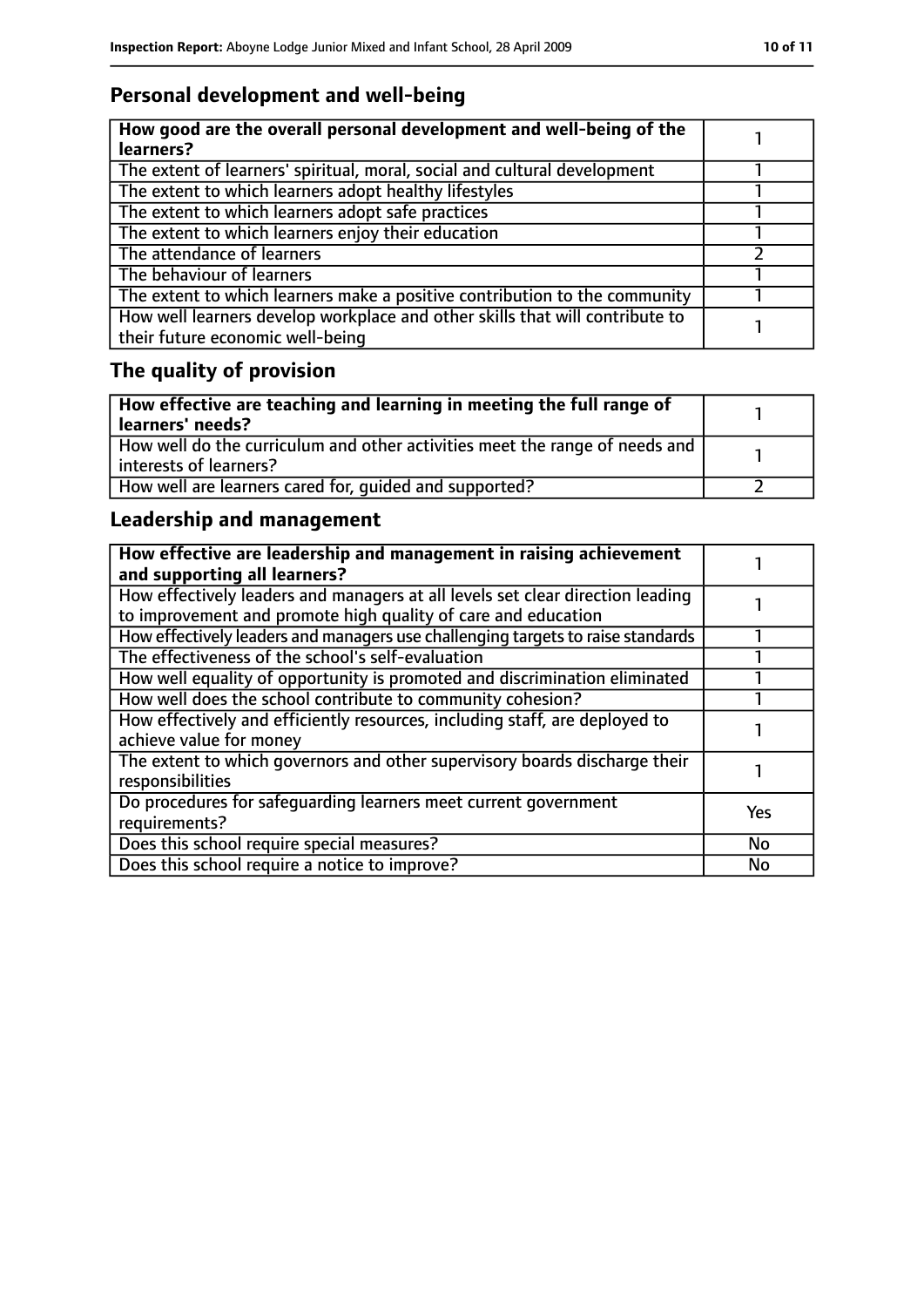## Personal development and well-being

| | |
|---|---|
| **How good are the overall personal development and well-being of the learners?** | 1 |
| The extent of learners' spiritual, moral, social and cultural development | 1 |
| The extent to which learners adopt healthy lifestyles | 1 |
| The extent to which learners adopt safe practices | 1 |
| The extent to which learners enjoy their education | 1 |
| The attendance of learners | 2 |
| The behaviour of learners | 1 |
| The extent to which learners make a positive contribution to the community | 1 |
| How well learners develop workplace and other skills that will contribute to their future economic well-being | 1 |

## The quality of provision

| | |
|---|---|
| **How effective are teaching and learning in meeting the full range of learners' needs?** | 1 |
| How well do the curriculum and other activities meet the range of needs and interests of learners? | 1 |
| How well are learners cared for, guided and supported? | 2 |

## Leadership and management

| | |
|---|---|
| **How effective are leadership and management in raising achievement and supporting all learners?** | 1 |
| How effectively leaders and managers at all levels set clear direction leading to improvement and promote high quality of care and education | 1 |
| How effectively leaders and managers use challenging targets to raise standards | 1 |
| The effectiveness of the school's self-evaluation | 1 |
| How well equality of opportunity is promoted and discrimination eliminated | 1 |
| How well does the school contribute to community cohesion? | 1 |
| How effectively and efficiently resources, including staff, are deployed to achieve value for money | 1 |
| The extent to which governors and other supervisory boards discharge their responsibilities | 1 |
| Do procedures for safeguarding learners meet current government requirements? | Yes |
| Does this school require special measures? | No |
| Does this school require a notice to improve? | No |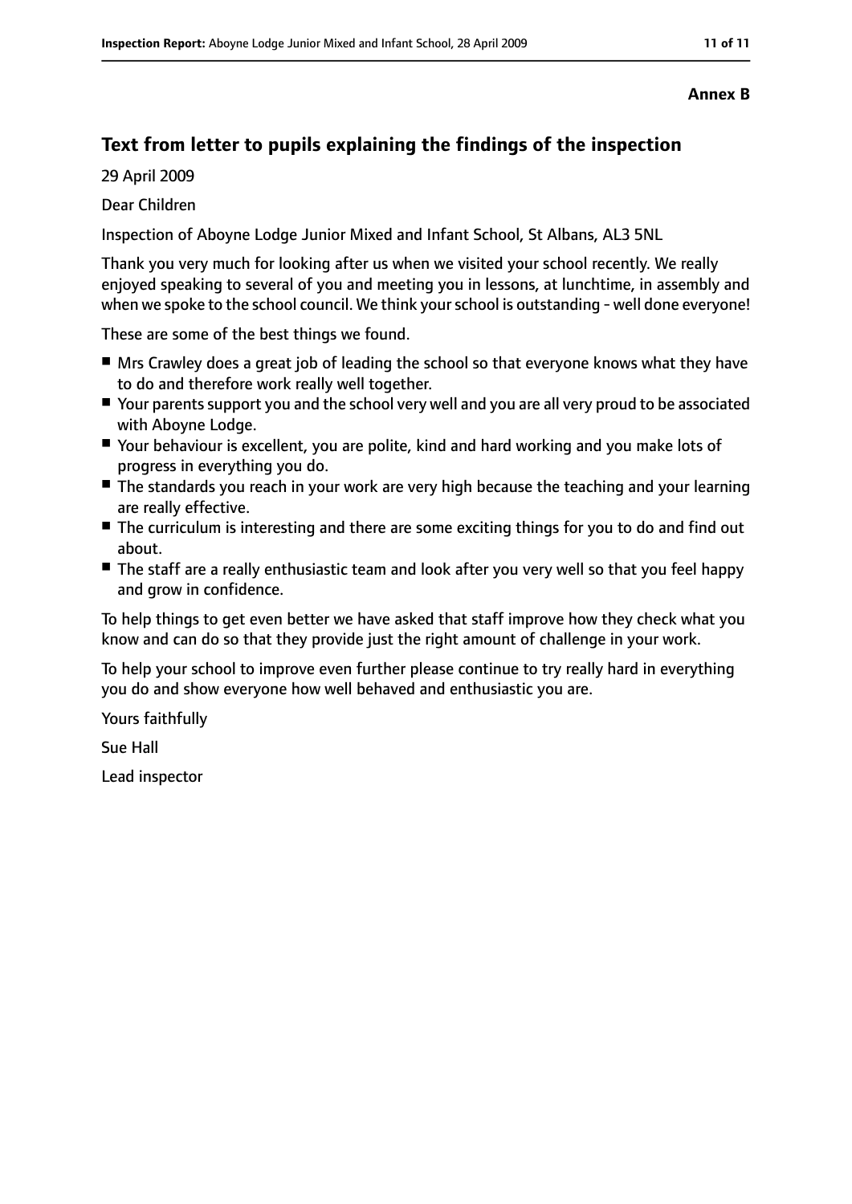**Annex B**

## Text from letter to pupils explaining the findings of the inspection

29 April 2009

Dear Children

Inspection of Aboyne Lodge Junior Mixed and Infant School, St Albans, AL3 5NL

Thank you very much for looking after us when we visited your school recently. We really enjoyed speaking to several of you and meeting you in lessons, at lunchtime, in assembly and when we spoke to the school council. We think your school is outstanding - well done everyone!

These are some of the best things we found.

- Mrs Crawley does a great job of leading the school so that everyone knows what they have to do and therefore work really well together.
- Your parents support you and the school very well and you are all very proud to be associated with Aboyne Lodge.
- Your behaviour is excellent, you are polite, kind and hard working and you make lots of progress in everything you do.
- The standards you reach in your work are very high because the teaching and your learning are really effective.
- The curriculum is interesting and there are some exciting things for you to do and find out about.
- The staff are a really enthusiastic team and look after you very well so that you feel happy and grow in confidence.

To help things to get even better we have asked that staff improve how they check what you know and can do so that they provide just the right amount of challenge in your work.

To help your school to improve even further please continue to try really hard in everything you do and show everyone how well behaved and enthusiastic you are.

Yours faithfully

Sue Hall

Lead inspector